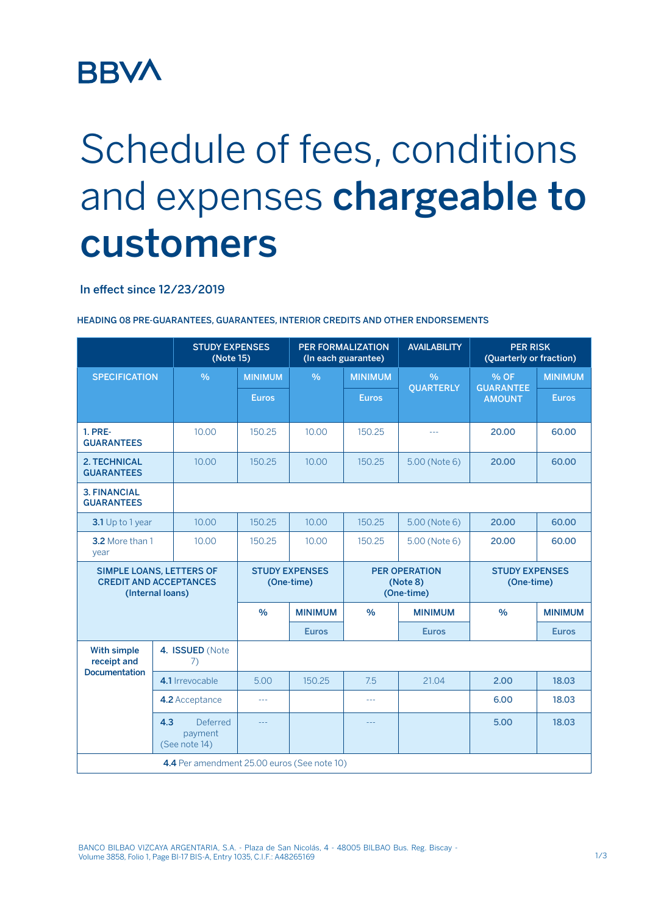BBVA

# Schedule of fees, conditions and expenses **chargeable to customers**

In effect since 12/23/2019

HEADING 08 PRE-GUARANTEES, GUARANTEES, INTERIOR CREDITS AND OTHER ENDORSEMENTS

| | | STUDY EXPENSES (Note 15) | | PER FORMALIZATION (In each guarantee) | | AVAILABILITY | PER RISK (Quarterly or fraction) | |
|---|---|---|---|---|---|---|---|---|
| SPECIFICATION | | % | MINIMUM Euros | % | MINIMUM Euros | % QUARTERLY | % OF GUARANTEE AMOUNT | MINIMUM Euros |
| **1. PRE-GUARANTEES** | | 10.00 | 150.25 | 10.00 | 150.25 | --- | **20.00** | **60.00** |
| **2. TECHNICAL GUARANTEES** | | 10.00 | 150.25 | 10.00 | 150.25 | 5.00 (Note 6) | **20.00** | **60.00** |
| **3. FINANCIAL GUARANTEES** | | | | | | | | |
| **3.1** Up to 1 year | | 10.00 | 150.25 | 10.00 | 150.25 | 5.00 (Note 6) | **20.00** | **60.00** |
| **3.2** More than 1 year | | 10.00 | 150.25 | 10.00 | 150.25 | 5.00 (Note 6) | **20.00** | **60.00** |
| **SIMPLE LOANS, LETTERS OF CREDIT AND ACCEPTANCES (Internal loans)** | | | **STUDY EXPENSES (One-time)** | | **PER OPERATION (Note 8) (One-time)** | | **STUDY EXPENSES (One-time)** | |
| | | | **%** | **MINIMUM Euros** | **%** | **MINIMUM Euros** | **%** | **MINIMUM Euros** |
| **With simple receipt and Documentation** | **4. ISSUED** (Note 7) | | | | | | | |
| | **4.1** Irrevocable | | 5.00 | 150.25 | 7.5 | 21.04 | **2.00** | **18.03** |
| | **4.2** Acceptance | | --- | | --- | | **6.00** | **18.03** |
| | **4.3** Deferred payment (See note 14) | | --- | | --- | | **5.00** | **18.03** |
| **4.4** Per amendment 25.00 euros (See note 10) | | | | | | | | |

BANCO BILBAO VIZCAYA ARGENTARIA, S.A. - Plaza de San Nicolás, 4 - 48005 BILBAO Bus. Reg. Biscay - Volume 3858, Folio 1, Page BI-17 BIS-A, Entry 1035, C.I.F.: A48265169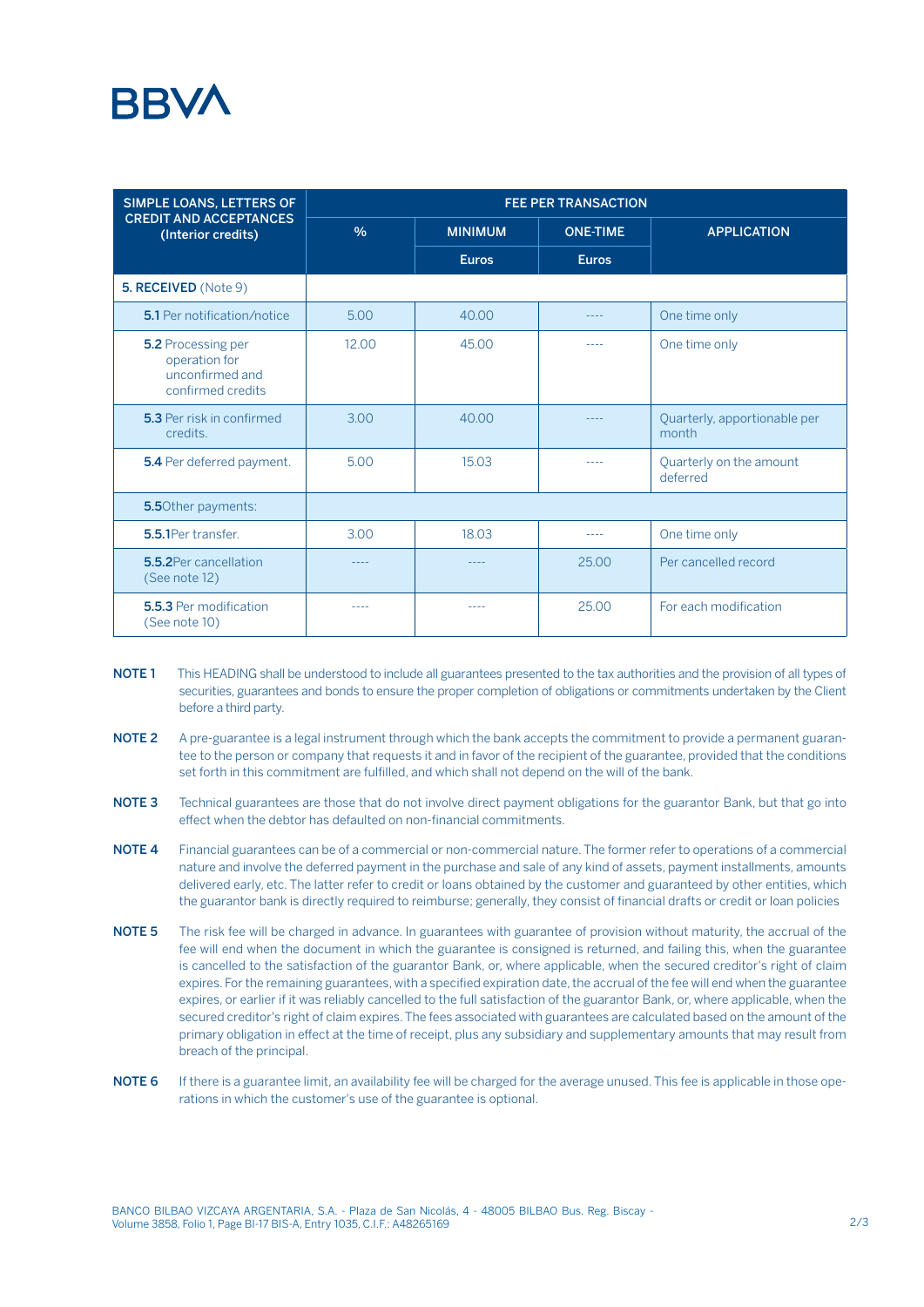| SIMPLE LOANS, LETTERS OF CREDIT AND ACCEPTANCES (Interior credits) | FEE PER TRANSACTION | | | |
|---|---|---|---|---|
| | % | MINIMUM | ONE-TIME | APPLICATION |
| | | Euros | Euros | |
| **5. RECEIVED** (Note 9) | | | | |
| **5.1** Per notification/notice | 5.00 | 40.00 | ---- | One time only |
| **5.2** Processing per operation for unconfirmed and confirmed credits | 12.00 | 45.00 | ---- | One time only |
| **5.3** Per risk in confirmed credits. | 3.00 | 40.00 | ---- | Quarterly, apportionable per month |
| **5.4** Per deferred payment. | 5.00 | 15.03 | ---- | Quarterly on the amount deferred |
| **5.5**Other payments: | | | | |
| **5.5.1**Per transfer. | 3.00 | 18.03 | ---- | One time only |
| **5.5.2**Per cancellation (See note 12) | ---- | ---- | 25.00 | Per cancelled record |
| **5.5.3** Per modification (See note 10) | ---- | ---- | 25.00 | For each modification |

**NOTE 1** This HEADING shall be understood to include all guarantees presented to the tax authorities and the provision of all types of securities, guarantees and bonds to ensure the proper completion of obligations or commitments undertaken by the Client before a third party.

**NOTE 2** A pre-guarantee is a legal instrument through which the bank accepts the commitment to provide a permanent guarantee to the person or company that requests it and in favor of the recipient of the guarantee, provided that the conditions set forth in this commitment are fulfilled, and which shall not depend on the will of the bank.

**NOTE 3** Technical guarantees are those that do not involve direct payment obligations for the guarantor Bank, but that go into effect when the debtor has defaulted on non-financial commitments.

**NOTE 4** Financial guarantees can be of a commercial or non-commercial nature. The former refer to operations of a commercial nature and involve the deferred payment in the purchase and sale of any kind of assets, payment installments, amounts delivered early, etc. The latter refer to credit or loans obtained by the customer and guaranteed by other entities, which the guarantor bank is directly required to reimburse; generally, they consist of financial drafts or credit or loan policies

**NOTE 5** The risk fee will be charged in advance. In guarantees with guarantee of provision without maturity, the accrual of the fee will end when the document in which the guarantee is consigned is returned, and failing this, when the guarantee is cancelled to the satisfaction of the guarantor Bank, or, where applicable, when the secured creditor's right of claim expires. For the remaining guarantees, with a specified expiration date, the accrual of the fee will end when the guarantee expires, or earlier if it was reliably cancelled to the full satisfaction of the guarantor Bank, or, where applicable, when the secured creditor's right of claim expires. The fees associated with guarantees are calculated based on the amount of the primary obligation in effect at the time of receipt, plus any subsidiary and supplementary amounts that may result from breach of the principal.

**NOTE 6** If there is a guarantee limit, an availability fee will be charged for the average unused. This fee is applicable in those operations in which the customer's use of the guarantee is optional.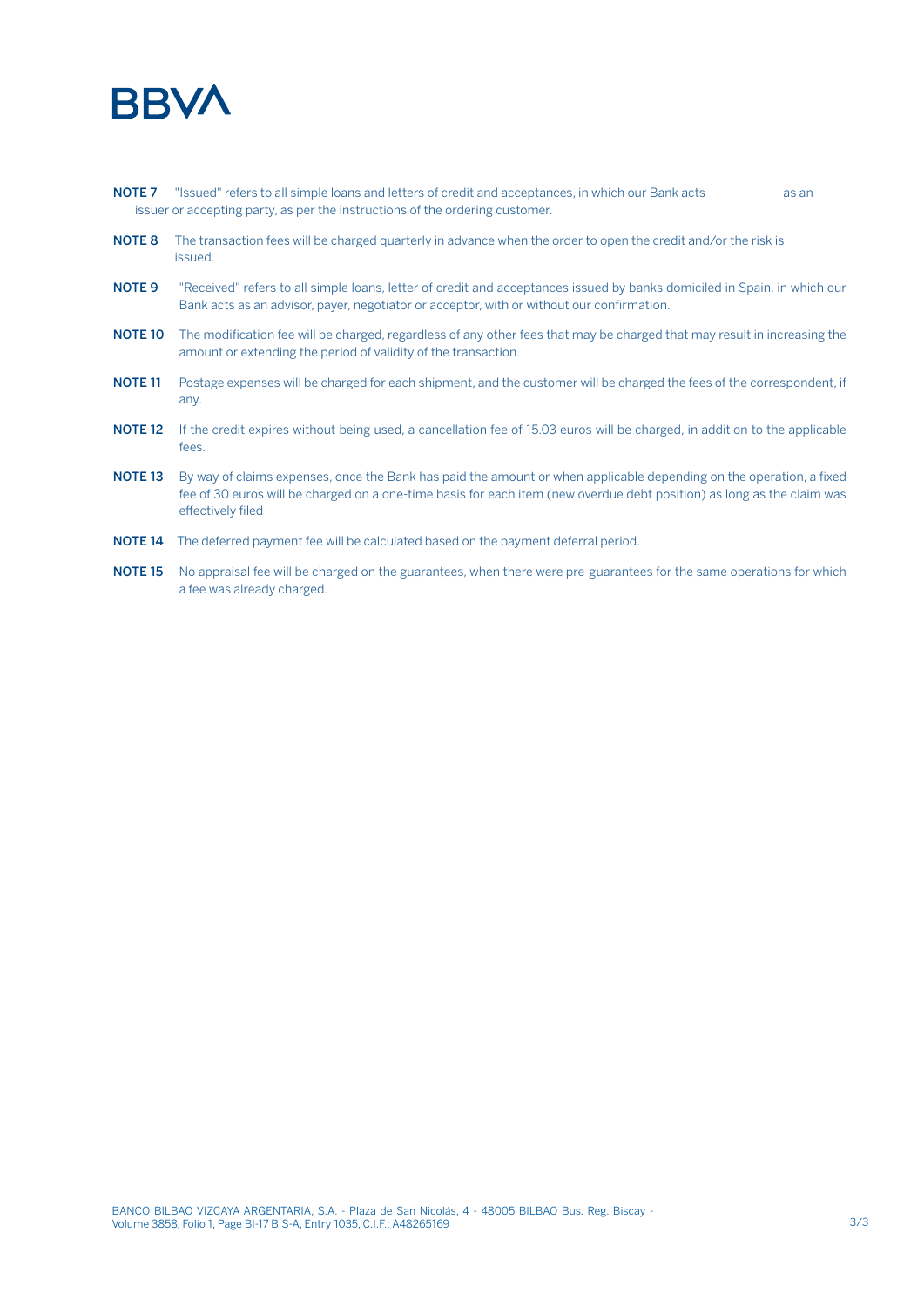**NOTE 7** "Issued" refers to all simple loans and letters of credit and acceptances, in which our Bank acts as an issuer or accepting party, as per the instructions of the ordering customer.

**NOTE 8** The transaction fees will be charged quarterly in advance when the order to open the credit and/or the risk is issued.

**NOTE 9** "Received" refers to all simple loans, letter of credit and acceptances issued by banks domiciled in Spain, in which our Bank acts as an advisor, payer, negotiator or acceptor, with or without our confirmation.

**NOTE 10** The modification fee will be charged, regardless of any other fees that may be charged that may result in increasing the amount or extending the period of validity of the transaction.

**NOTE 11** Postage expenses will be charged for each shipment, and the customer will be charged the fees of the correspondent, if any.

**NOTE 12** If the credit expires without being used, a cancellation fee of 15.03 euros will be charged, in addition to the applicable fees.

**NOTE 13** By way of claims expenses, once the Bank has paid the amount or when applicable depending on the operation, a fixed fee of 30 euros will be charged on a one-time basis for each item (new overdue debt position) as long as the claim was effectively filed

**NOTE 14** The deferred payment fee will be calculated based on the payment deferral period.

**NOTE 15** No appraisal fee will be charged on the guarantees, when there were pre-guarantees for the same operations for which a fee was already charged.

BANCO BILBAO VIZCAYA ARGENTARIA, S.A. - Plaza de San Nicolás, 4 - 48005 BILBAO Bus. Reg. Biscay - Volume 3858, Folio 1, Page BI-17 BIS-A, Entry 1035, C.I.F.: A48265169